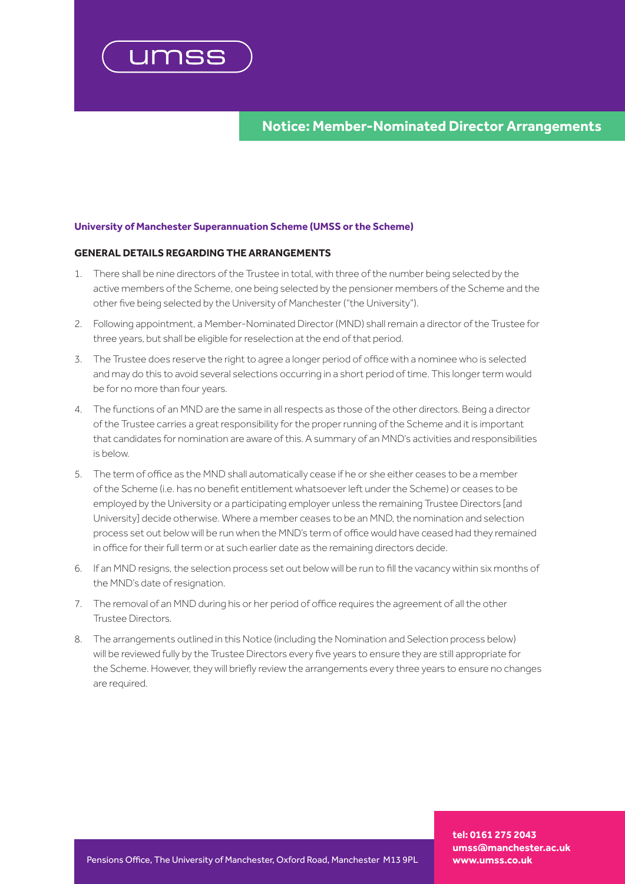umss

# Notice: Member-Nominated Director Arrangements

**University of Manchester Superannuation Scheme (UMSS or the Scheme)**

## GENERAL DETAILS REGARDING THE ARRANGEMENTS

1. There shall be nine directors of the Trustee in total, with three of the number being selected by the active members of the Scheme, one being selected by the pensioner members of the Scheme and the other five being selected by the University of Manchester ("the University").
2. Following appointment, a Member-Nominated Director (MND) shall remain a director of the Trustee for three years, but shall be eligible for reselection at the end of that period.
3. The Trustee does reserve the right to agree a longer period of office with a nominee who is selected and may do this to avoid several selections occurring in a short period of time. This longer term would be for no more than four years.
4. The functions of an MND are the same in all respects as those of the other directors. Being a director of the Trustee carries a great responsibility for the proper running of the Scheme and it is important that candidates for nomination are aware of this. A summary of an MND's activities and responsibilities is below.
5. The term of office as the MND shall automatically cease if he or she either ceases to be a member of the Scheme (i.e. has no benefit entitlement whatsoever left under the Scheme) or ceases to be employed by the University or a participating employer unless the remaining Trustee Directors [and University] decide otherwise. Where a member ceases to be an MND, the nomination and selection process set out below will be run when the MND's term of office would have ceased had they remained in office for their full term or at such earlier date as the remaining directors decide.
6. If an MND resigns, the selection process set out below will be run to fill the vacancy within six months of the MND's date of resignation.
7. The removal of an MND during his or her period of office requires the agreement of all the other Trustee Directors.
8. The arrangements outlined in this Notice (including the Nomination and Selection process below) will be reviewed fully by the Trustee Directors every five years to ensure they are still appropriate for the Scheme. However, they will briefly review the arrangements every three years to ensure no changes are required.

Pensions Office, The University of Manchester, Oxford Road, Manchester M13 9PL

**tel: 0161 275 2043**
**umss@manchester.ac.uk**
**www.umss.co.uk**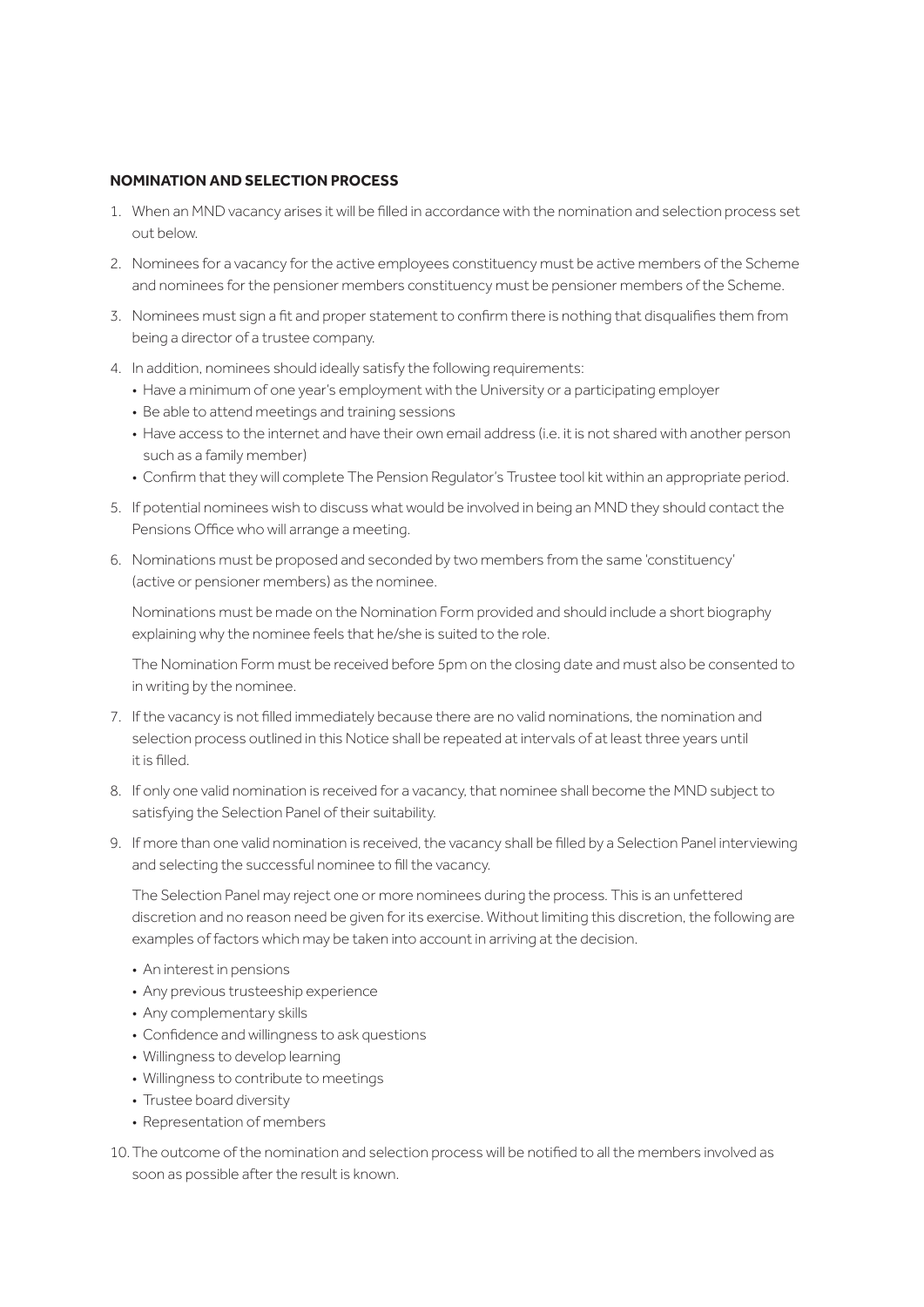**NOMINATION AND SELECTION PROCESS**

1. When an MND vacancy arises it will be filled in accordance with the nomination and selection process set out below.
2. Nominees for a vacancy for the active employees constituency must be active members of the Scheme and nominees for the pensioner members constituency must be pensioner members of the Scheme.
3. Nominees must sign a fit and proper statement to confirm there is nothing that disqualifies them from being a director of a trustee company.
4. In addition, nominees should ideally satisfy the following requirements:
   - Have a minimum of one year's employment with the University or a participating employer
   - Be able to attend meetings and training sessions
   - Have access to the internet and have their own email address (i.e. it is not shared with another person such as a family member)
   - Confirm that they will complete The Pension Regulator's Trustee tool kit within an appropriate period.
5. If potential nominees wish to discuss what would be involved in being an MND they should contact the Pensions Office who will arrange a meeting.
6. Nominations must be proposed and seconded by two members from the same 'constituency' (active or pensioner members) as the nominee.

   Nominations must be made on the Nomination Form provided and should include a short biography explaining why the nominee feels that he/she is suited to the role.

   The Nomination Form must be received before 5pm on the closing date and must also be consented to in writing by the nominee.
7. If the vacancy is not filled immediately because there are no valid nominations, the nomination and selection process outlined in this Notice shall be repeated at intervals of at least three years until it is filled.
8. If only one valid nomination is received for a vacancy, that nominee shall become the MND subject to satisfying the Selection Panel of their suitability.
9. If more than one valid nomination is received, the vacancy shall be filled by a Selection Panel interviewing and selecting the successful nominee to fill the vacancy.

   The Selection Panel may reject one or more nominees during the process. This is an unfettered discretion and no reason need be given for its exercise. Without limiting this discretion, the following are examples of factors which may be taken into account in arriving at the decision.

   - An interest in pensions
   - Any previous trusteeship experience
   - Any complementary skills
   - Confidence and willingness to ask questions
   - Willingness to develop learning
   - Willingness to contribute to meetings
   - Trustee board diversity
   - Representation of members
10. The outcome of the nomination and selection process will be notified to all the members involved as soon as possible after the result is known.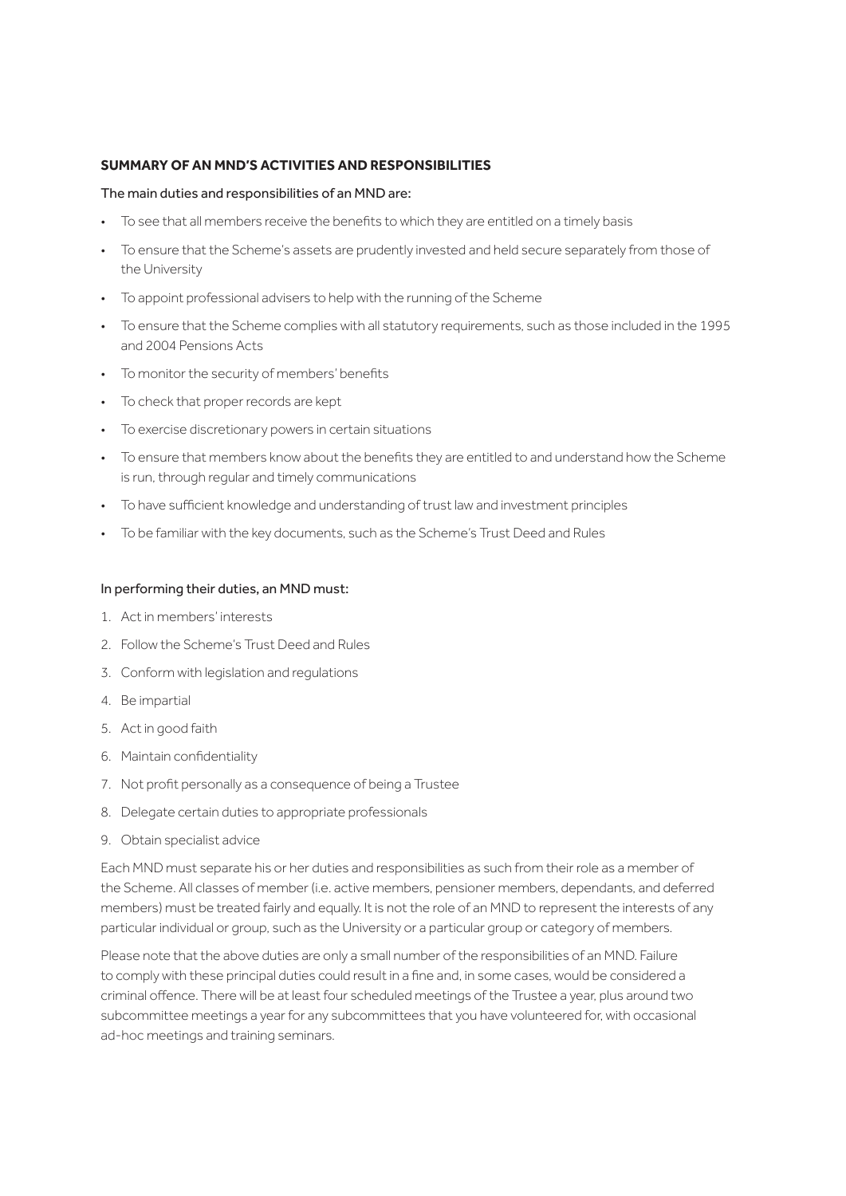**SUMMARY OF AN MND'S ACTIVITIES AND RESPONSIBILITIES**

The main duties and responsibilities of an MND are:

- To see that all members receive the benefits to which they are entitled on a timely basis
- To ensure that the Scheme's assets are prudently invested and held secure separately from those of the University
- To appoint professional advisers to help with the running of the Scheme
- To ensure that the Scheme complies with all statutory requirements, such as those included in the 1995 and 2004 Pensions Acts
- To monitor the security of members' benefits
- To check that proper records are kept
- To exercise discretionary powers in certain situations
- To ensure that members know about the benefits they are entitled to and understand how the Scheme is run, through regular and timely communications
- To have sufficient knowledge and understanding of trust law and investment principles
- To be familiar with the key documents, such as the Scheme's Trust Deed and Rules

In performing their duties, an MND must:

1. Act in members' interests
2. Follow the Scheme's Trust Deed and Rules
3. Conform with legislation and regulations
4. Be impartial
5. Act in good faith
6. Maintain confidentiality
7. Not profit personally as a consequence of being a Trustee
8. Delegate certain duties to appropriate professionals
9. Obtain specialist advice

Each MND must separate his or her duties and responsibilities as such from their role as a member of the Scheme. All classes of member (i.e. active members, pensioner members, dependants, and deferred members) must be treated fairly and equally. It is not the role of an MND to represent the interests of any particular individual or group, such as the University or a particular group or category of members.

Please note that the above duties are only a small number of the responsibilities of an MND. Failure to comply with these principal duties could result in a fine and, in some cases, would be considered a criminal offence. There will be at least four scheduled meetings of the Trustee a year, plus around two subcommittee meetings a year for any subcommittees that you have volunteered for, with occasional ad-hoc meetings and training seminars.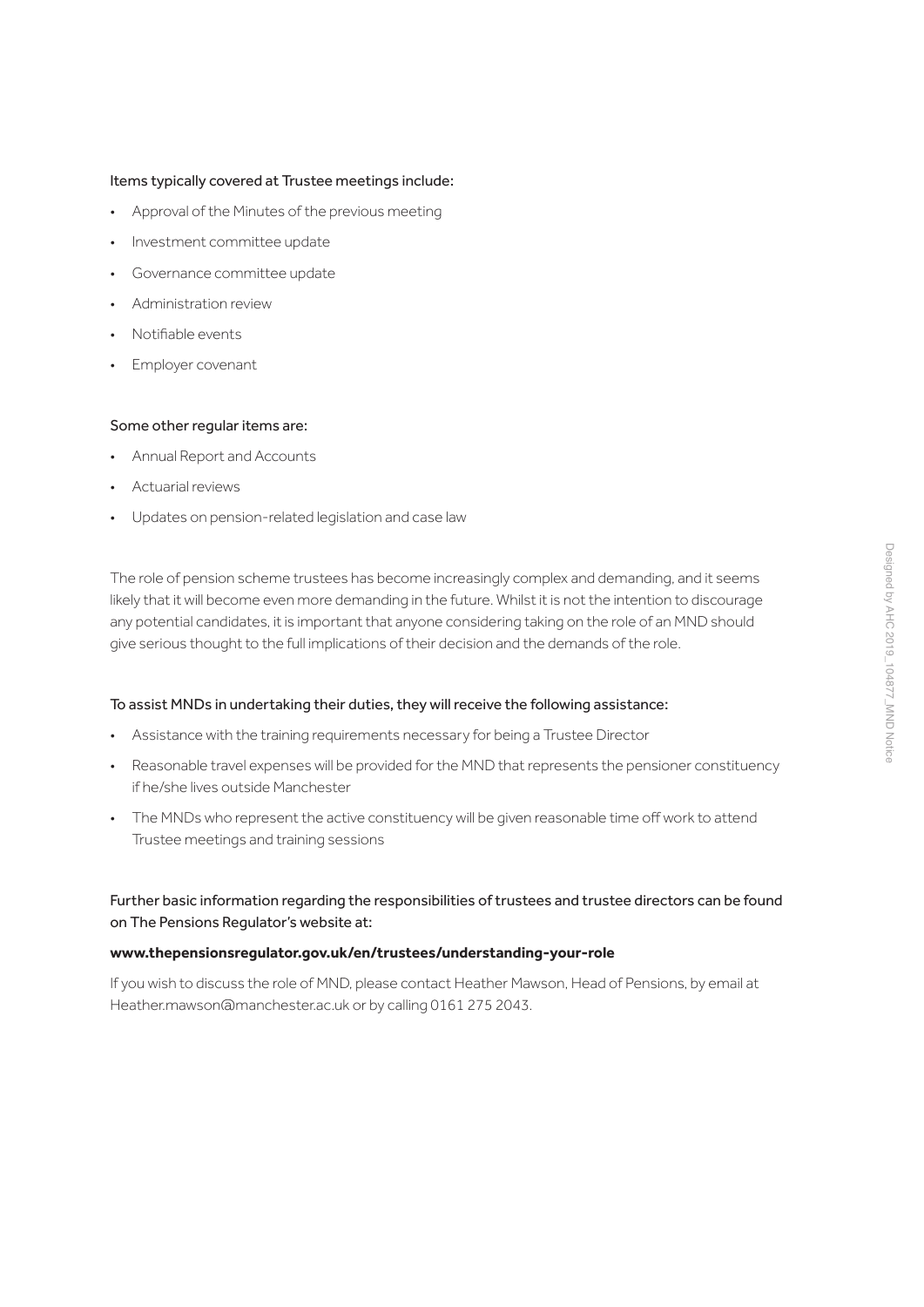Items typically covered at Trustee meetings include:

- Approval of the Minutes of the previous meeting
- Investment committee update
- Governance committee update
- Administration review
- Notifiable events
- Employer covenant

Some other regular items are:

- Annual Report and Accounts
- Actuarial reviews
- Updates on pension-related legislation and case law

The role of pension scheme trustees has become increasingly complex and demanding, and it seems likely that it will become even more demanding in the future. Whilst it is not the intention to discourage any potential candidates, it is important that anyone considering taking on the role of an MND should give serious thought to the full implications of their decision and the demands of the role.

To assist MNDs in undertaking their duties, they will receive the following assistance:

- Assistance with the training requirements necessary for being a Trustee Director
- Reasonable travel expenses will be provided for the MND that represents the pensioner constituency if he/she lives outside Manchester
- The MNDs who represent the active constituency will be given reasonable time off work to attend Trustee meetings and training sessions

Further basic information regarding the responsibilities of trustees and trustee directors can be found on The Pensions Regulator's website at:

**www.thepensionsregulator.gov.uk/en/trustees/understanding-your-role**

If you wish to discuss the role of MND, please contact Heather Mawson, Head of Pensions, by email at Heather.mawson@manchester.ac.uk or by calling 0161 275 2043.

Designed by AHC 2019_104877_MND Notice